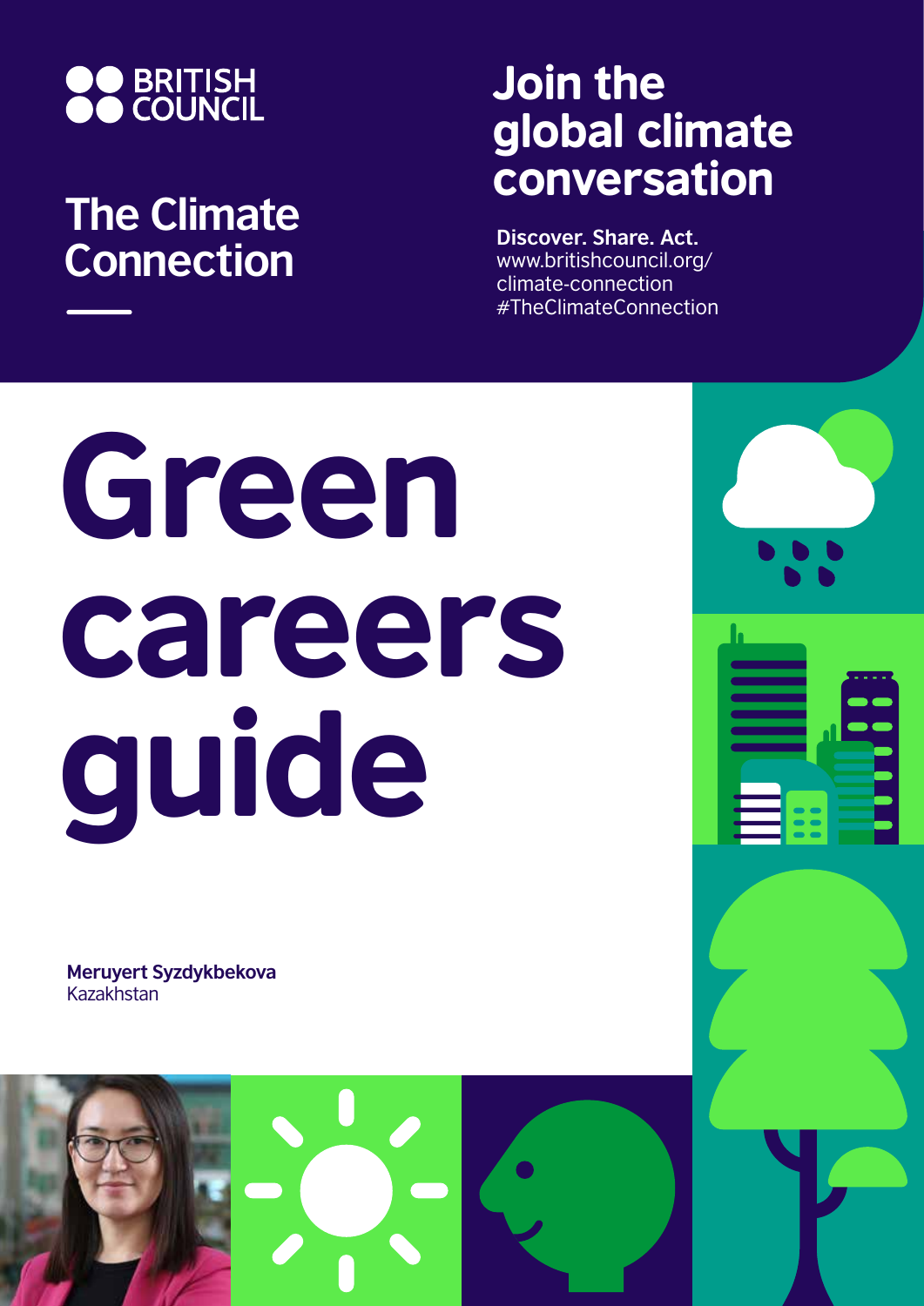BRITISH COUNCIL

## The Climate Connection

## Join the global climate conversation

**Discover. Share. Act.**
www.britishcouncil.org/climate-connection
#TheClimateConnection

# Green careers guide

**Meruyert Syzdykbekova**
Kazakhstan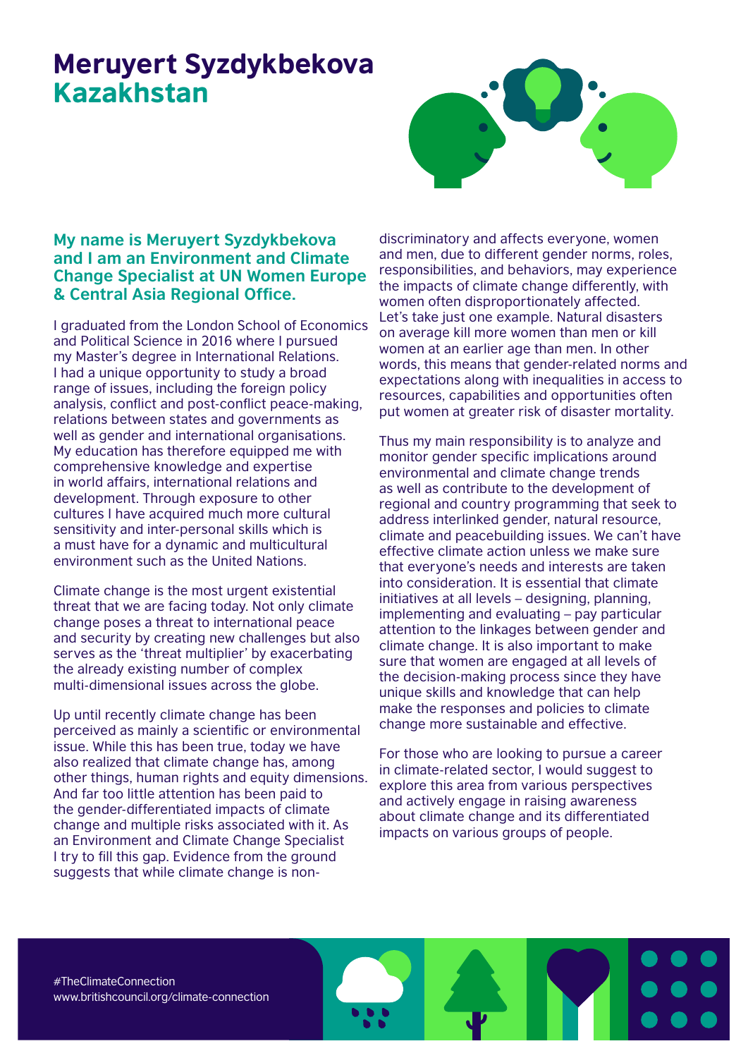# Meruyert Syzdykbekova
## Kazakhstan

**My name is Meruyert Syzdykbekova and I am an Environment and Climate Change Specialist at UN Women Europe & Central Asia Regional Office.**

I graduated from the London School of Economics and Political Science in 2016 where I pursued my Master's degree in International Relations. I had a unique opportunity to study a broad range of issues, including the foreign policy analysis, conflict and post-conflict peace-making, relations between states and governments as well as gender and international organisations. My education has therefore equipped me with comprehensive knowledge and expertise in world affairs, international relations and development. Through exposure to other cultures I have acquired much more cultural sensitivity and inter-personal skills which is a must have for a dynamic and multicultural environment such as the United Nations.

Climate change is the most urgent existential threat that we are facing today. Not only climate change poses a threat to international peace and security by creating new challenges but also serves as the 'threat multiplier' by exacerbating the already existing number of complex multi-dimensional issues across the globe.

Up until recently climate change has been perceived as mainly a scientific or environmental issue. While this has been true, today we have also realized that climate change has, among other things, human rights and equity dimensions. And far too little attention has been paid to the gender-differentiated impacts of climate change and multiple risks associated with it. As an Environment and Climate Change Specialist I try to fill this gap. Evidence from the ground suggests that while climate change is non-discriminatory and affects everyone, women and men, due to different gender norms, roles, responsibilities, and behaviors, may experience the impacts of climate change differently, with women often disproportionately affected. Let's take just one example. Natural disasters on average kill more women than men or kill women at an earlier age than men. In other words, this means that gender-related norms and expectations along with inequalities in access to resources, capabilities and opportunities often put women at greater risk of disaster mortality.

Thus my main responsibility is to analyze and monitor gender specific implications around environmental and climate change trends as well as contribute to the development of regional and country programming that seek to address interlinked gender, natural resource, climate and peacebuilding issues. We can't have effective climate action unless we make sure that everyone's needs and interests are taken into consideration. It is essential that climate initiatives at all levels – designing, planning, implementing and evaluating – pay particular attention to the linkages between gender and climate change. It is also important to make sure that women are engaged at all levels of the decision-making process since they have unique skills and knowledge that can help make the responses and policies to climate change more sustainable and effective.

For those who are looking to pursue a career in climate-related sector, I would suggest to explore this area from various perspectives and actively engage in raising awareness about climate change and its differentiated impacts on various groups of people.

#TheClimateConnection
www.britishcouncil.org/climate-connection